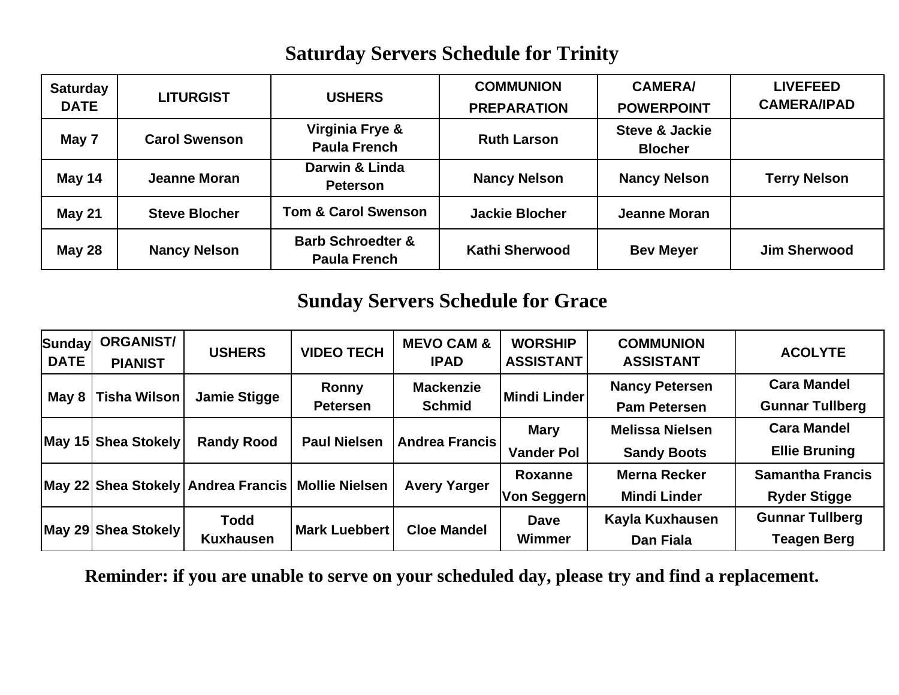## Saturday Servers Schedule for Trinity

| Saturday DATE | LITURGIST | USHERS | COMMUNION PREPARATION | CAMERA/ POWERPOINT | LIVEFEED CAMERA/IPAD |
|---|---|---|---|---|---|
| May 7 | Carol Swenson | Virginia Frye & Paula French | Ruth Larson | Steve & Jackie Blocher | |
| May 14 | Jeanne Moran | Darwin & Linda Peterson | Nancy Nelson | Nancy Nelson | Terry Nelson |
| May 21 | Steve Blocher | Tom & Carol Swenson | Jackie Blocher | Jeanne Moran | |
| May 28 | Nancy Nelson | Barb Schroedter & Paula French | Kathi Sherwood | Bev Meyer | Jim Sherwood |

## Sunday Servers Schedule for Grace

| Sunday DATE | ORGANIST/ PIANIST | USHERS | VIDEO TECH | MEVO CAM & IPAD | WORSHIP ASSISTANT | COMMUNION ASSISTANT | ACOLYTE |
|---|---|---|---|---|---|---|---|
| May 8 | Tisha Wilson | Jamie Stigge | Ronny Petersen | Mackenzie Schmid | Mindi Linder | Nancy Petersen Pam Petersen | Cara Mandel Gunnar Tullberg |
| May 15 | Shea Stokely | Randy Rood | Paul Nielsen | Andrea Francis | Mary Vander Pol | Melissa Nielsen Sandy Boots | Cara Mandel Ellie Bruning |
| May 22 | Shea Stokely | Andrea Francis | Mollie Nielsen | Avery Yarger | Roxanne Von Seggern | Merna Recker Mindi Linder | Samantha Francis Ryder Stigge |
| May 29 | Shea Stokely | Todd Kuxhausen | Mark Luebbert | Cloe Mandel | Dave Wimmer | Kayla Kuxhausen Dan Fiala | Gunnar Tullberg Teagen Berg |

**Reminder: if you are unable to serve on your scheduled day, please try and find a replacement.**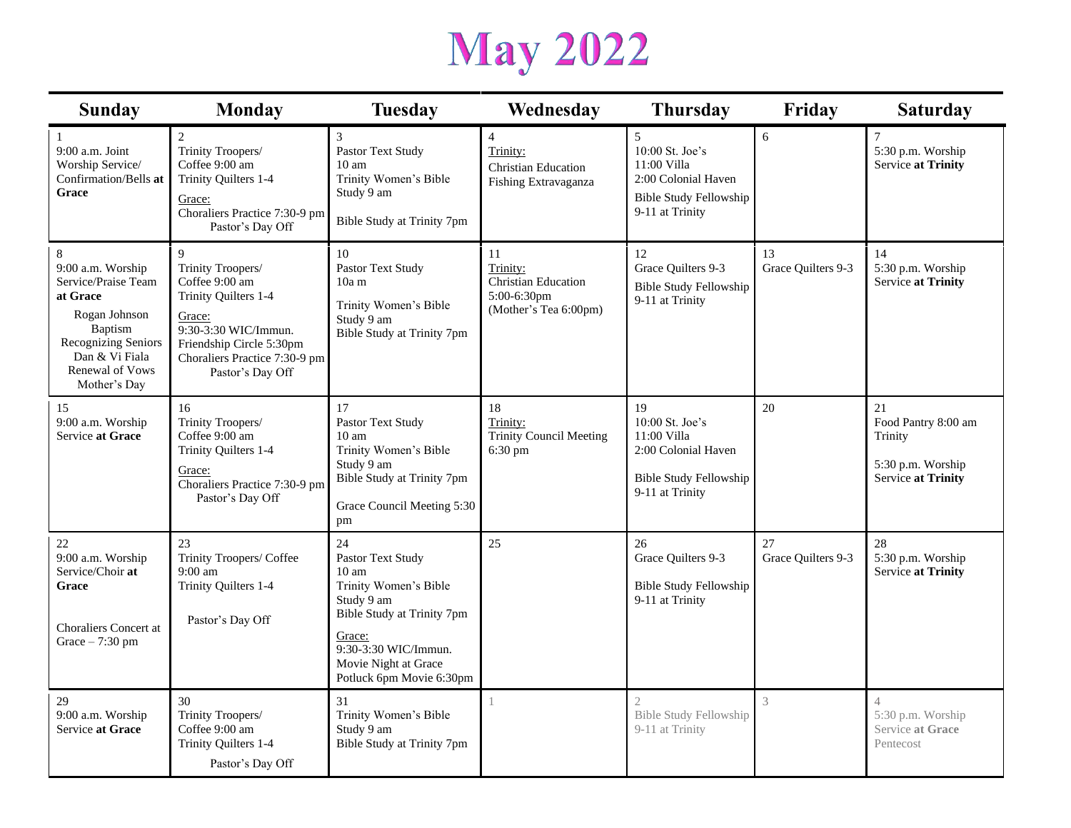# May 2022

| Sunday | Monday | Tuesday | Wednesday | Thursday | Friday | Saturday |
|---|---|---|---|---|---|---|
| 1<br>9:00 a.m. Joint Worship Service/ Confirmation/Bells **at Grace** | 2<br>Trinity Troopers/ Coffee 9:00 am<br>Trinity Quilters 1-4<br>Grace:<br>Choraliers Practice 7:30-9 pm<br>Pastor's Day Off | 3<br>Pastor Text Study 10 am<br>Trinity Women's Bible Study 9 am<br>Bible Study at Trinity 7pm | 4<br>Trinity:<br>Christian Education Fishing Extravaganza | 5<br>10:00 St. Joe's<br>11:00 Villa<br>2:00 Colonial Haven<br>Bible Study Fellowship 9-11 at Trinity | 6 | 7<br>5:30 p.m. Worship Service **at Trinity** |
| 8<br>9:00 a.m. Worship Service/Praise Team **at Grace**<br>Rogan Johnson Baptism<br>Recognizing Seniors<br>Dan & Vi Fiala Renewal of Vows<br>Mother's Day | 9<br>Trinity Troopers/ Coffee 9:00 am<br>Trinity Quilters 1-4<br>Grace:<br>9:30-3:30 WIC/Immun.<br>Friendship Circle 5:30pm<br>Choraliers Practice 7:30-9 pm<br>Pastor's Day Off | 10<br>Pastor Text Study 10a m<br>Trinity Women's Bible Study 9 am<br>Bible Study at Trinity 7pm | 11<br>Trinity:<br>Christian Education 5:00-6:30pm<br>(Mother's Tea 6:00pm) | 12<br>Grace Quilters 9-3<br>Bible Study Fellowship 9-11 at Trinity | 13<br>Grace Quilters 9-3 | 14<br>5:30 p.m. Worship Service **at Trinity** |
| 15<br>9:00 a.m. Worship Service **at Grace** | 16<br>Trinity Troopers/ Coffee 9:00 am<br>Trinity Quilters 1-4<br>Grace:<br>Choraliers Practice 7:30-9 pm<br>Pastor's Day Off | 17<br>Pastor Text Study 10 am<br>Trinity Women's Bible Study 9 am<br>Bible Study at Trinity 7pm<br>Grace Council Meeting 5:30 pm | 18<br>Trinity:<br>Trinity Council Meeting 6:30 pm | 19<br>10:00 St. Joe's<br>11:00 Villa<br>2:00 Colonial Haven<br>Bible Study Fellowship 9-11 at Trinity | 20 | 21<br>Food Pantry 8:00 am Trinity<br>5:30 p.m. Worship Service **at Trinity** |
| 22<br>9:00 a.m. Worship Service/Choir **at Grace**<br>Choraliers Concert at Grace – 7:30 pm | 23<br>Trinity Troopers/ Coffee 9:00 am<br>Trinity Quilters 1-4<br>Pastor's Day Off | 24<br>Pastor Text Study 10 am<br>Trinity Women's Bible Study 9 am<br>Bible Study at Trinity 7pm<br>Grace:<br>9:30-3:30 WIC/Immun.<br>Movie Night at Grace Potluck 6pm Movie 6:30pm | 25 | 26<br>Grace Quilters 9-3<br>Bible Study Fellowship 9-11 at Trinity | 27<br>Grace Quilters 9-3 | 28<br>5:30 p.m. Worship Service **at Trinity** |
| 29<br>9:00 a.m. Worship Service **at Grace** | 30<br>Trinity Troopers/ Coffee 9:00 am<br>Trinity Quilters 1-4<br>Pastor's Day Off | 31<br>Trinity Women's Bible Study 9 am<br>Bible Study at Trinity 7pm | 1 | 2<br>Bible Study Fellowship 9-11 at Trinity | 3 | 4<br>5:30 p.m. Worship Service **at Grace**<br>Pentecost |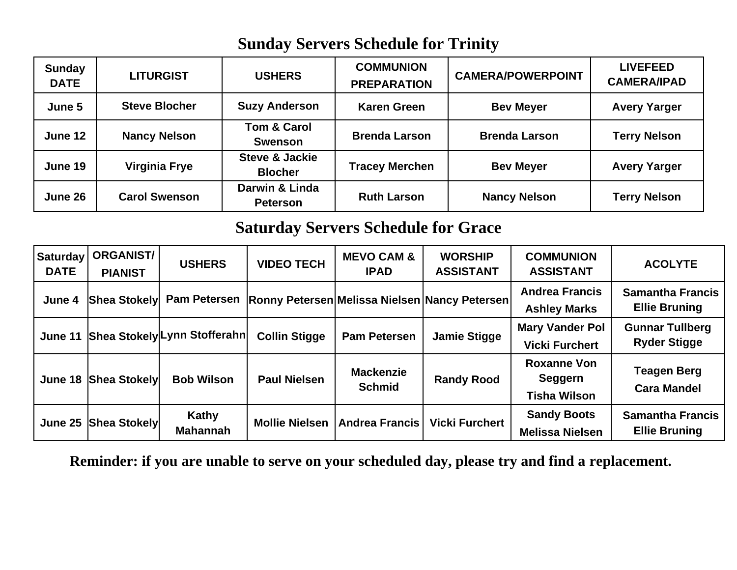## Sunday Servers Schedule for Trinity

| Sunday DATE | LITURGIST | USHERS | COMMUNION PREPARATION | CAMERA/POWERPOINT | LIVEFEED CAMERA/IPAD |
|---|---|---|---|---|---|
| June 5 | Steve Blocher | Suzy Anderson | Karen Green | Bev Meyer | Avery Yarger |
| June 12 | Nancy Nelson | Tom & Carol Swenson | Brenda Larson | Brenda Larson | Terry Nelson |
| June 19 | Virginia Frye | Steve & Jackie Blocher | Tracey Merchen | Bev Meyer | Avery Yarger |
| June 26 | Carol Swenson | Darwin & Linda Peterson | Ruth Larson | Nancy Nelson | Terry Nelson |

## Saturday Servers Schedule for Grace

| Saturday DATE | ORGANIST/ PIANIST | USHERS | VIDEO TECH | MEVO CAM & IPAD | WORSHIP ASSISTANT | COMMUNION ASSISTANT | ACOLYTE |
|---|---|---|---|---|---|---|---|
| June 4 | Shea Stokely | Pam Petersen | Ronny Petersen | Melissa Nielsen | Nancy Petersen | Andrea Francis<br>Ashley Marks | Samantha Francis<br>Ellie Bruning |
| June 11 | Shea Stokely | Lynn Stofferahn | Collin Stigge | Pam Petersen | Jamie Stigge | Mary Vander Pol<br>Vicki Furchert | Gunnar Tullberg<br>Ryder Stigge |
| June 18 | Shea Stokely | Bob Wilson | Paul Nielsen | Mackenzie Schmid | Randy Rood | Roxanne Von Seggern<br>Tisha Wilson | Teagen Berg<br>Cara Mandel |
| June 25 | Shea Stokely | Kathy Mahannah | Mollie Nielsen | Andrea Francis | Vicki Furchert | Sandy Boots<br>Melissa Nielsen | Samantha Francis<br>Ellie Bruning |

**Reminder: if you are unable to serve on your scheduled day, please try and find a replacement.**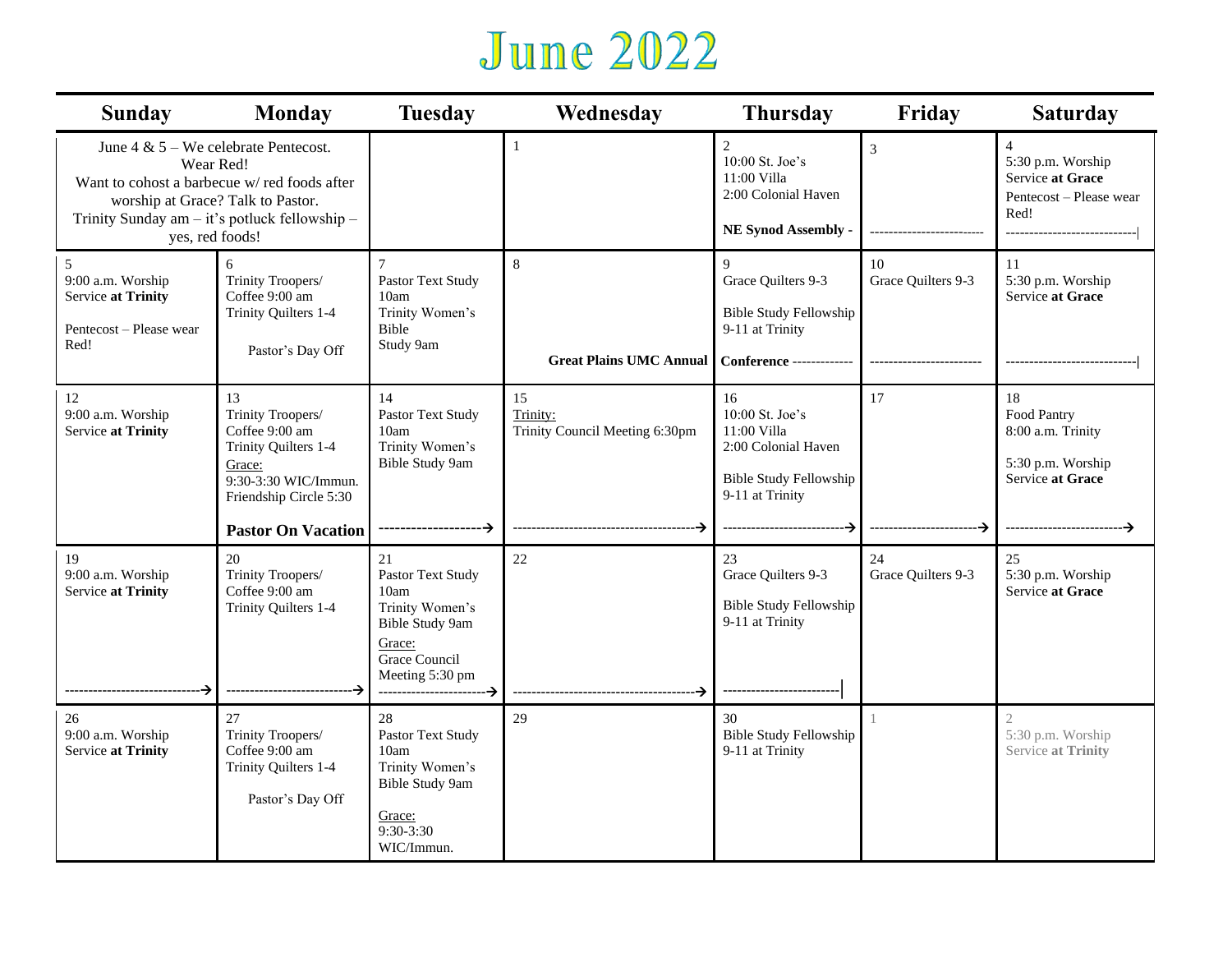# June 2022

| Sunday | Monday | Tuesday | Wednesday | Thursday | Friday | Saturday |
|---|---|---|---|---|---|---|
| June 4 & 5 – We celebrate Pentecost. Wear Red! Want to cohost a barbecue w/ red foods after worship at Grace? Talk to Pastor. Trinity Sunday am – it's potluck fellowship – yes, red foods! | | | 1 | 2<br>10:00 St. Joe's<br>11:00 Villa<br>2:00 Colonial Haven<br>**NE Synod Assembly -** | 3<br>-------------------------- | 4<br>5:30 p.m. Worship Service **at Grace**<br>Pentecost – Please wear Red!<br>----------------------------\| |
| 5<br>9:00 a.m. Worship Service **at Trinity**<br>Pentecost – Please wear Red! | 6<br>Trinity Troopers/ Coffee 9:00 am<br>Trinity Quilters 1-4<br>Pastor's Day Off | 7<br>Pastor Text Study 10am<br>Trinity Women's Bible Study 9am | 8<br>**Great Plains UMC Annual** | 9<br>Grace Quilters 9-3<br>Bible Study Fellowship 9-11 at Trinity<br>**Conference** ------------- | 10<br>Grace Quilters 9-3<br>------------------------ | 11<br>5:30 p.m. Worship Service **at Grace**<br>----------------------------\| |
| 12<br>9:00 a.m. Worship Service **at Trinity** | 13<br>Trinity Troopers/ Coffee 9:00 am<br>Trinity Quilters 1-4<br>Grace:<br>9:30-3:30 WIC/Immun.<br>Friendship Circle 5:30<br>**Pastor On Vacation** | 14<br>Pastor Text Study 10am<br>Trinity Women's Bible Study 9am<br>--------------------→ | 15<br>Trinity:<br>Trinity Council Meeting 6:30pm<br>---------------------------------------→ | 16<br>10:00 St. Joe's<br>11:00 Villa<br>2:00 Colonial Haven<br>Bible Study Fellowship 9-11 at Trinity<br>--------------------------→ | 17<br>-----------------------→ | 18<br>Food Pantry<br>8:00 a.m. Trinity<br>5:30 p.m. Worship Service **at Grace**<br>-------------------------→ |
| 19<br>9:00 a.m. Worship Service **at Trinity**<br>-----------------------------→ | 20<br>Trinity Troopers/ Coffee 9:00 am<br>Trinity Quilters 1-4<br>---------------------------→ | 21<br>Pastor Text Study 10am<br>Trinity Women's Bible Study 9am<br>Grace:<br>Grace Council Meeting 5:30 pm<br>-----------------------→ | 22<br>---------------------------------------→ | 23<br>Grace Quilters 9-3<br>Bible Study Fellowship 9-11 at Trinity<br>------------------------\| | 24<br>Grace Quilters 9-3 | 25<br>5:30 p.m. Worship Service **at Grace** |
| 26<br>9:00 a.m. Worship Service **at Trinity** | 27<br>Trinity Troopers/ Coffee 9:00 am<br>Trinity Quilters 1-4<br>Pastor's Day Off | 28<br>Pastor Text Study 10am<br>Trinity Women's Bible Study 9am<br>Grace:<br>9:30-3:30 WIC/Immun. | 29 | 30<br>Bible Study Fellowship 9-11 at Trinity | 1 | 2<br>5:30 p.m. Worship Service **at Trinity** |